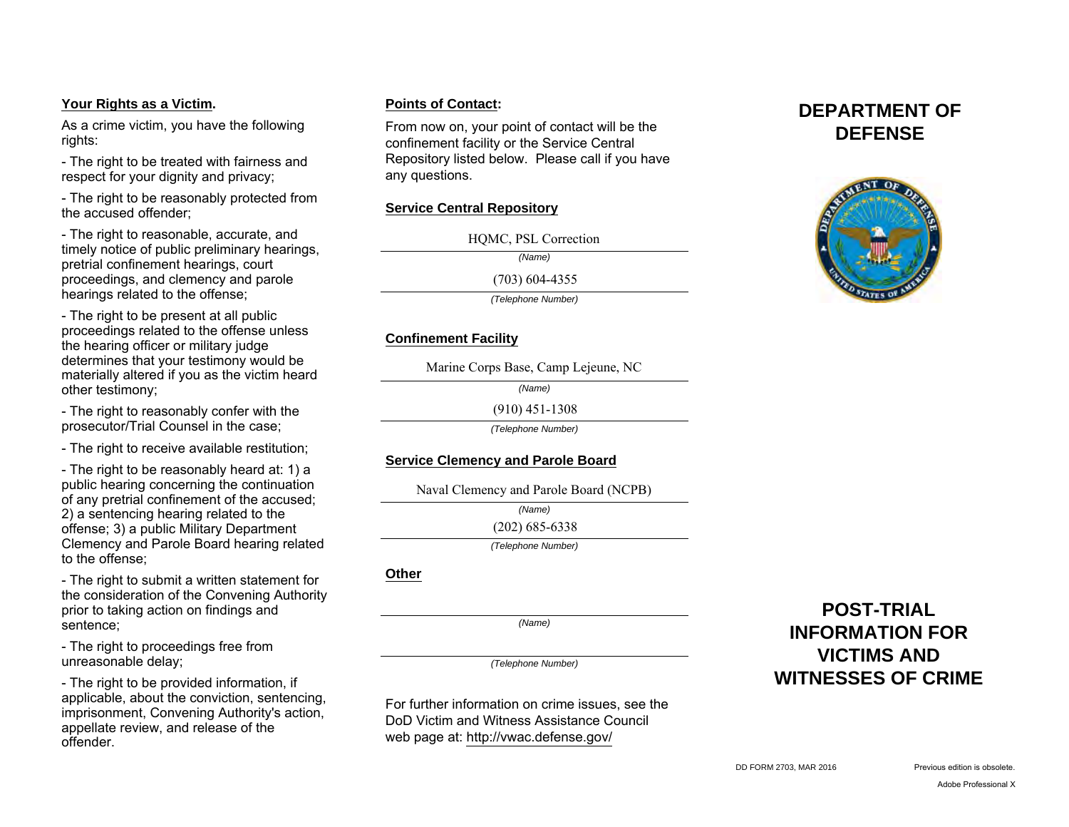## Your Rights as a Victim.

As a crime victim, you have the following rights:

- The right to be treated with fairness and respect for your dignity and privacy;
- The right to be reasonably protected from the accused offender;
- The right to reasonable, accurate, and timely notice of public preliminary hearings, pretrial confinement hearings, court proceedings, and clemency and parole hearings related to the offense;
- The right to be present at all public proceedings related to the offense unless the hearing officer or military judge determines that your testimony would be materially altered if you as the victim heard other testimony;
- The right to reasonably confer with the prosecutor/Trial Counsel in the case;
- The right to receive available restitution;
- The right to be reasonably heard at: 1) a public hearing concerning the continuation of any pretrial confinement of the accused; 2) a sentencing hearing related to the offense; 3) a public Military Department Clemency and Parole Board hearing related to the offense;
- The right to submit a written statement for the consideration of the Convening Authority prior to taking action on findings and sentence;
- The right to proceedings free from unreasonable delay;
- The right to be provided information, if applicable, about the conviction, sentencing, imprisonment, Convening Authority's action, appellate review, and release of the offender.

## Points of Contact:

From now on, your point of contact will be the confinement facility or the Service Central Repository listed below. Please call if you have any questions.

### Service Central Repository

HQMC, PSL Correction
*(Name)*

(703) 604-4355
*(Telephone Number)*

### Confinement Facility

Marine Corps Base, Camp Lejeune, NC
*(Name)*

(910) 451-1308
*(Telephone Number)*

### Service Clemency and Parole Board

Naval Clemency and Parole Board (NCPB)
*(Name)*

(202) 685-6338
*(Telephone Number)*

### Other

*(Name)*

*(Telephone Number)*

For further information on crime issues, see the DoD Victim and Witness Assistance Council web page at: http://vwac.defense.gov/

# DEPARTMENT OF DEFENSE

# POST-TRIAL INFORMATION FOR VICTIMS AND WITNESSES OF CRIME

DD FORM 2703, MAR 2016 Previous edition is obsolete.

Adobe Professional X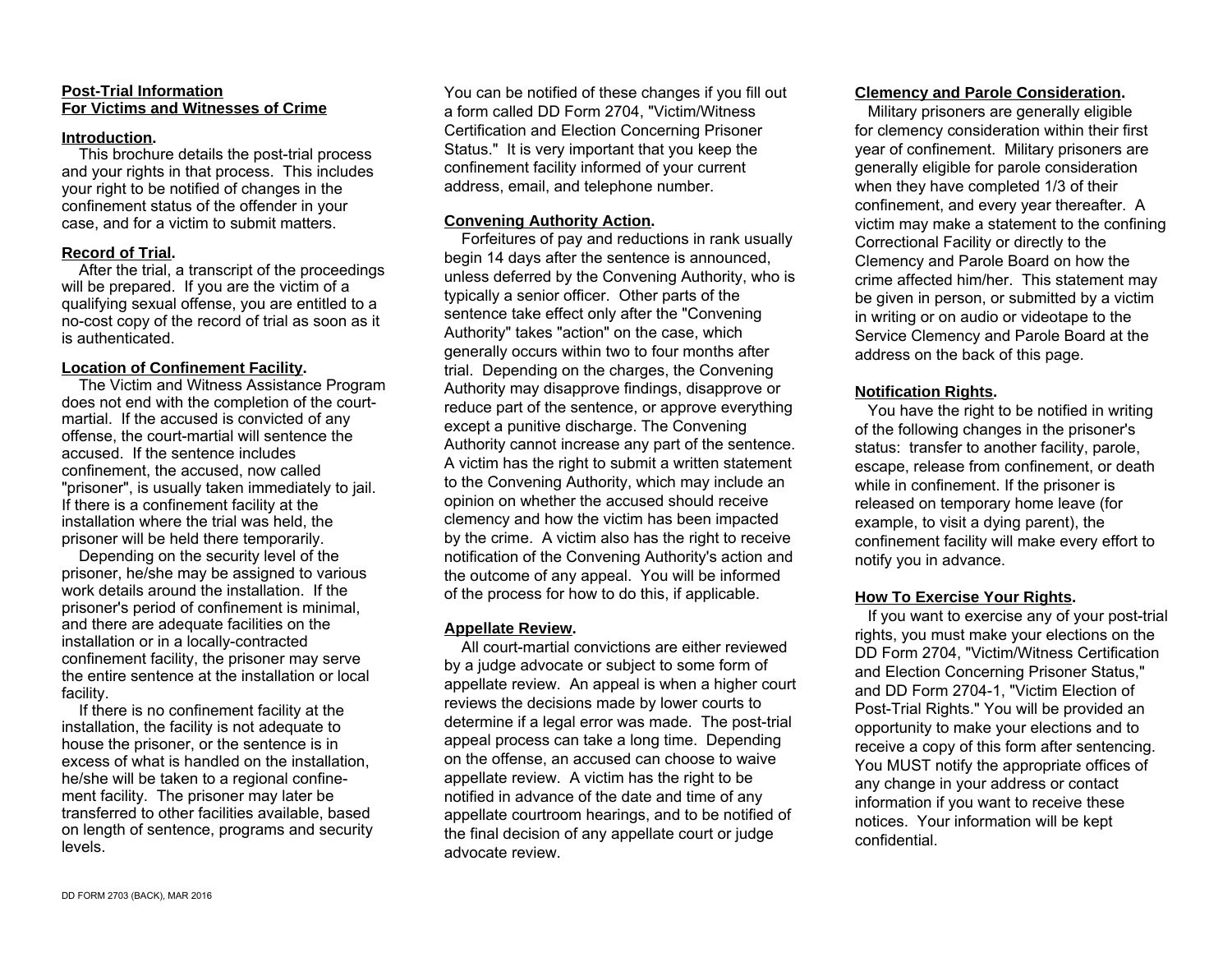## Post-Trial Information
## For Victims and Witnesses of Crime

**Introduction.**

This brochure details the post-trial process and your rights in that process. This includes your right to be notified of changes in the confinement status of the offender in your case, and for a victim to submit matters.

**Record of Trial.**

After the trial, a transcript of the proceedings will be prepared. If you are the victim of a qualifying sexual offense, you are entitled to a no-cost copy of the record of trial as soon as it is authenticated.

**Location of Confinement Facility.**

The Victim and Witness Assistance Program does not end with the completion of the court-martial. If the accused is convicted of any offense, the court-martial will sentence the accused. If the sentence includes confinement, the accused, now called "prisoner", is usually taken immediately to jail. If there is a confinement facility at the installation where the trial was held, the prisoner will be held there temporarily.

Depending on the security level of the prisoner, he/she may be assigned to various work details around the installation. If the prisoner's period of confinement is minimal, and there are adequate facilities on the installation or in a locally-contracted confinement facility, the prisoner may serve the entire sentence at the installation or local facility.

If there is no confinement facility at the installation, the facility is not adequate to house the prisoner, or the sentence is in excess of what is handled on the installation, he/she will be taken to a regional confinement facility. The prisoner may later be transferred to other facilities available, based on length of sentence, programs and security levels.

You can be notified of these changes if you fill out a form called DD Form 2704, "Victim/Witness Certification and Election Concerning Prisoner Status." It is very important that you keep the confinement facility informed of your current address, email, and telephone number.

**Convening Authority Action.**

Forfeitures of pay and reductions in rank usually begin 14 days after the sentence is announced, unless deferred by the Convening Authority, who is typically a senior officer. Other parts of the sentence take effect only after the "Convening Authority" takes "action" on the case, which generally occurs within two to four months after trial. Depending on the charges, the Convening Authority may disapprove findings, disapprove or reduce part of the sentence, or approve everything except a punitive discharge. The Convening Authority cannot increase any part of the sentence. A victim has the right to submit a written statement to the Convening Authority, which may include an opinion on whether the accused should receive clemency and how the victim has been impacted by the crime. A victim also has the right to receive notification of the Convening Authority's action and the outcome of any appeal. You will be informed of the process for how to do this, if applicable.

**Appellate Review.**

All court-martial convictions are either reviewed by a judge advocate or subject to some form of appellate review. An appeal is when a higher court reviews the decisions made by lower courts to determine if a legal error was made. The post-trial appeal process can take a long time. Depending on the offense, an accused can choose to waive appellate review. A victim has the right to be notified in advance of the date and time of any appellate courtroom hearings, and to be notified of the final decision of any appellate court or judge advocate review.

**Clemency and Parole Consideration.**

Military prisoners are generally eligible for clemency consideration within their first year of confinement. Military prisoners are generally eligible for parole consideration when they have completed 1/3 of their confinement, and every year thereafter. A victim may make a statement to the confining Correctional Facility or directly to the Clemency and Parole Board on how the crime affected him/her. This statement may be given in person, or submitted by a victim in writing or on audio or videotape to the Service Clemency and Parole Board at the address on the back of this page.

**Notification Rights.**

You have the right to be notified in writing of the following changes in the prisoner's status: transfer to another facility, parole, escape, release from confinement, or death while in confinement. If the prisoner is released on temporary home leave (for example, to visit a dying parent), the confinement facility will make every effort to notify you in advance.

**How To Exercise Your Rights.**

If you want to exercise any of your post-trial rights, you must make your elections on the DD Form 2704, "Victim/Witness Certification and Election Concerning Prisoner Status," and DD Form 2704-1, "Victim Election of Post-Trial Rights." You will be provided an opportunity to make your elections and to receive a copy of this form after sentencing. You MUST notify the appropriate offices of any change in your address or contact information if you want to receive these notices. Your information will be kept confidential.

DD FORM 2703 (BACK), MAR 2016